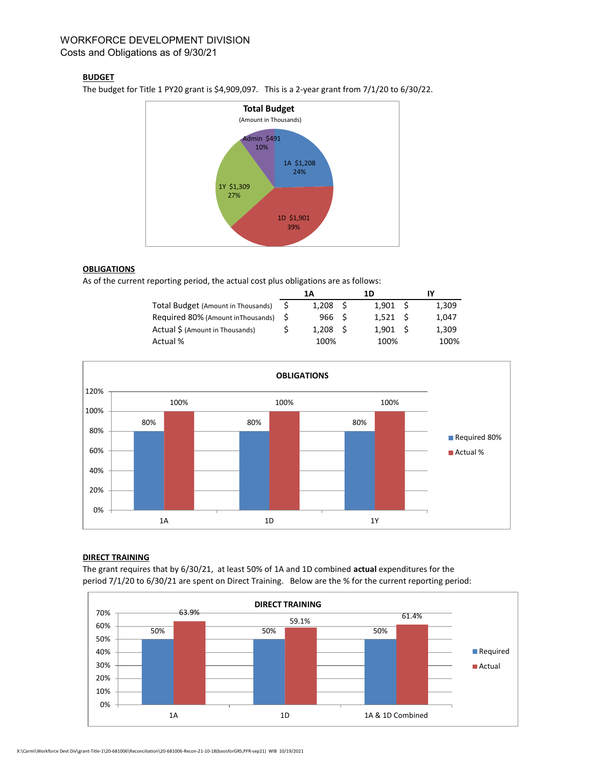WORKFORCE DEVELOPMENT DIVISION
Costs and Obligations as of 9/30/21

## BUDGET

The budget for Title 1 PY20 grant is $4,909,097. This is a 2-year grant from 7/1/20 to 6/30/22.

**Total Budget**
(Amount in Thousands)

| Category | Amount | % |
|---|---|---|
| 1A | $1,208 | 24% |
| 1D | $1,901 | 39% |
| 1Y | $1,309 | 27% |
| Admin | $491 | 10% |

## OBLIGATIONS

As of the current reporting period, the actual cost plus obligations are as follows:

| | 1A | 1D | IY |
|---|---|---|---|
| Total Budget (Amount in Thousands) | $ 1,208 | $ 1,901 | $ 1,309 |
| Required 80% (Amount inThousands) | $ 966 | $ 1,521 | $ 1,047 |
| Actual $ (Amount in Thousands) | $ 1,208 | $ 1,901 | $ 1,309 |
| Actual % | 100% | 100% | 100% |

**OBLIGATIONS**

| | Required 80% | Actual % |
|---|---|---|
| 1A | 80% | 100% |
| 1D | 80% | 100% |
| 1Y | 80% | 100% |

## DIRECT TRAINING

The grant requires that by 6/30/21, at least 50% of 1A and 1D combined **actual** expenditures for the period 7/1/20 to 6/30/21 are spent on Direct Training. Below are the % for the current reporting period:

**DIRECT TRAINING**

| | Required | Actual |
|---|---|---|
| 1A | 50% | 63.9% |
| 1D | 50% | 59.1% |
| 1A & 1D Combined | 50% | 61.4% |

X:\Carmi\Workforce Devt Div\grant-Title-1\20-681006\Reconciliation\20-681006-Recon-21-10-18(basisforGRS,PFR-sep21) WIB 10/19/2021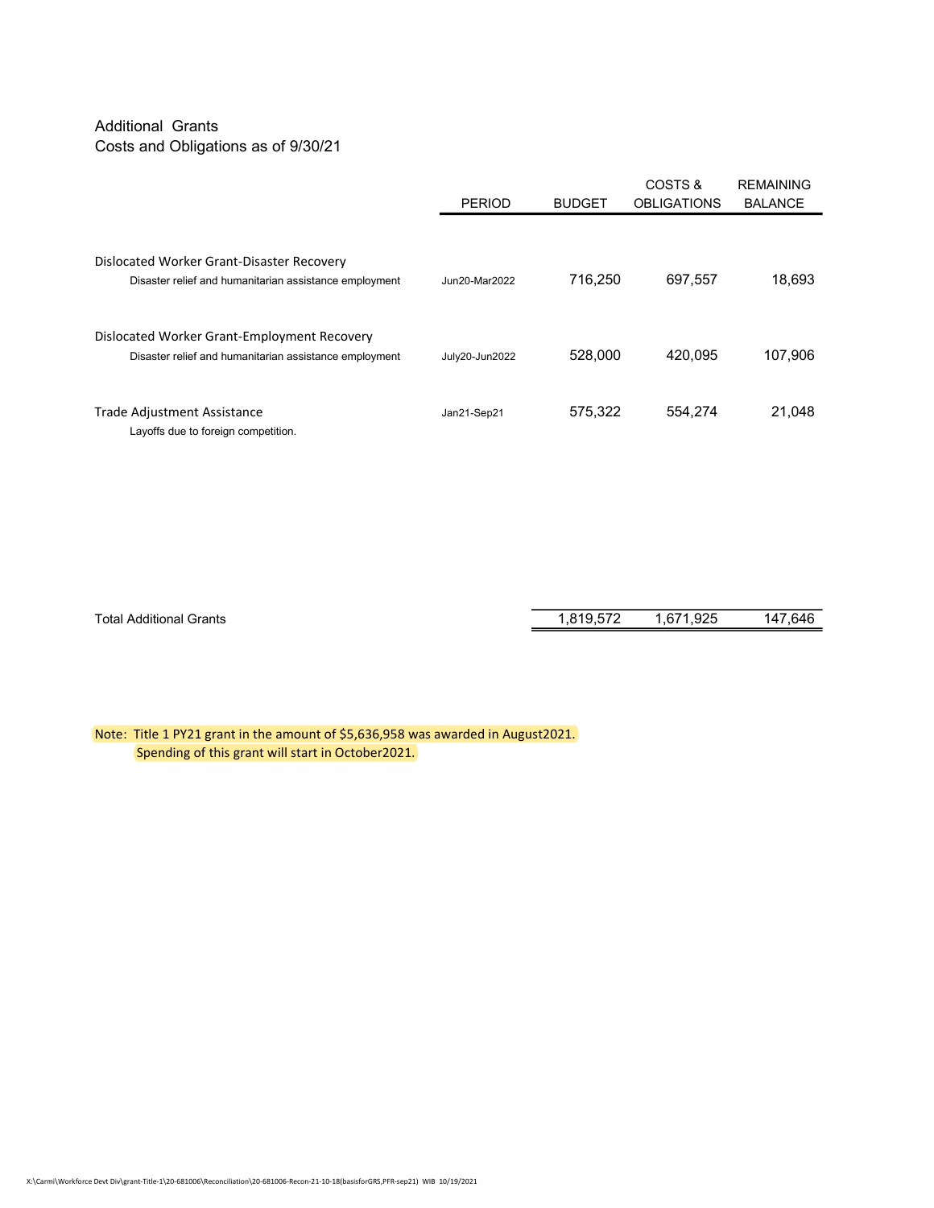Additional Grants
Costs and Obligations as of 9/30/21

| | PERIOD | BUDGET | COSTS & OBLIGATIONS | REMAINING BALANCE |
|---|---|---|---|---|
| Dislocated Worker Grant-Disaster Recovery | | | | |
| Disaster relief and humanitarian assistance employment | Jun20-Mar2022 | 716,250 | 697,557 | 18,693 |
| Dislocated Worker Grant-Employment Recovery | | | | |
| Disaster relief and humanitarian assistance employment | July20-Jun2022 | 528,000 | 420,095 | 107,906 |
| Trade Adjustment Assistance | Jan21-Sep21 | 575,322 | 554,274 | 21,048 |
| Layoffs due to foreign competition. | | | | |
| Total Additional Grants | | 1,819,572 | 1,671,925 | 147,646 |

Note: Title 1 PY21 grant in the amount of $5,636,958 was awarded in August2021.
Spending of this grant will start in October2021.

X:\Carmi\Workforce Devt Div\grant-Title-1\20-681006\Reconciliation\20-681006-Recon-21-10-18(basisforGRS,PFR-sep21) WIB 10/19/2021